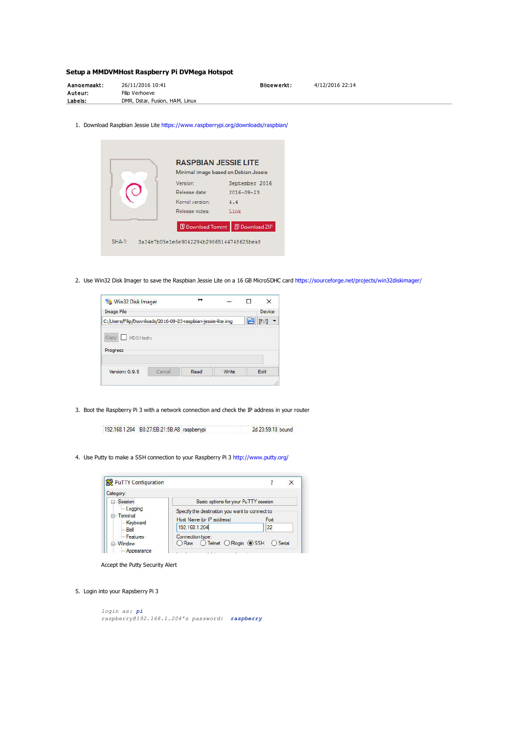## Setup a MMDVMHost Raspberry Pi DVMega Hotspot

| | | | |
|---|---|---|---|
| **Aangemaakt:** | 26/11/2016 10:41 | **Bijgewerkt:** | 4/12/2016 22:14 |
| **Auteur:** | Filip Verhoeve | | |
| **Labels:** | DMR, Dstar, Fusion, HAM, Linux | | |

1. Download Raspbian Jessie Lite https://www.raspberrypi.org/downloads/raspbian/

2. Use Win32 Disk Imager to save the Raspbian Jessie Lite on a 16 GB MicroSDHC card https://sourceforge.net/projects/win32diskimager/

3. Boot the Raspberry Pi 3 with a network connection and check the IP address in your router

4. Use Putty to make a SSH connection to your Raspberry Pi 3 http://www.putty.org/

   Accept the Putty Security Alert

5. Login into your Rapsberry Pi 3

```
login as: pi
raspberry@192.168.1.204's password:  raspberry
```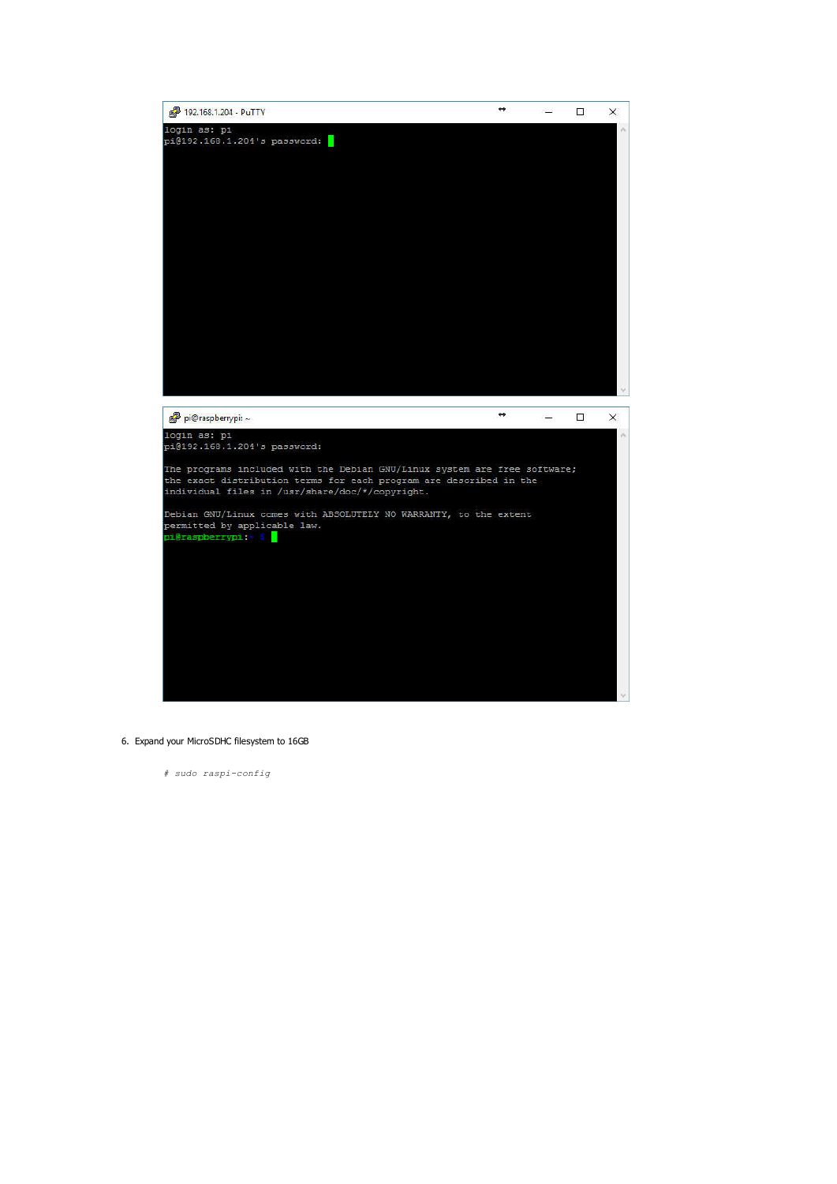```
login as: pi
pi@192.168.1.204's password:
```

```
login as: pi
pi@192.168.1.204's password:

The programs included with the Debian GNU/Linux system are free software;
the exact distribution terms for each program are described in the
individual files in /usr/share/doc/*/copyright.

Debian GNU/Linux comes with ABSOLUTELY NO WARRANTY, to the extent
permitted by applicable law.
pi@raspberrypi:~ $
```

6. Expand your MicroSDHC filesystem to 16GB

```
# sudo raspi-config
```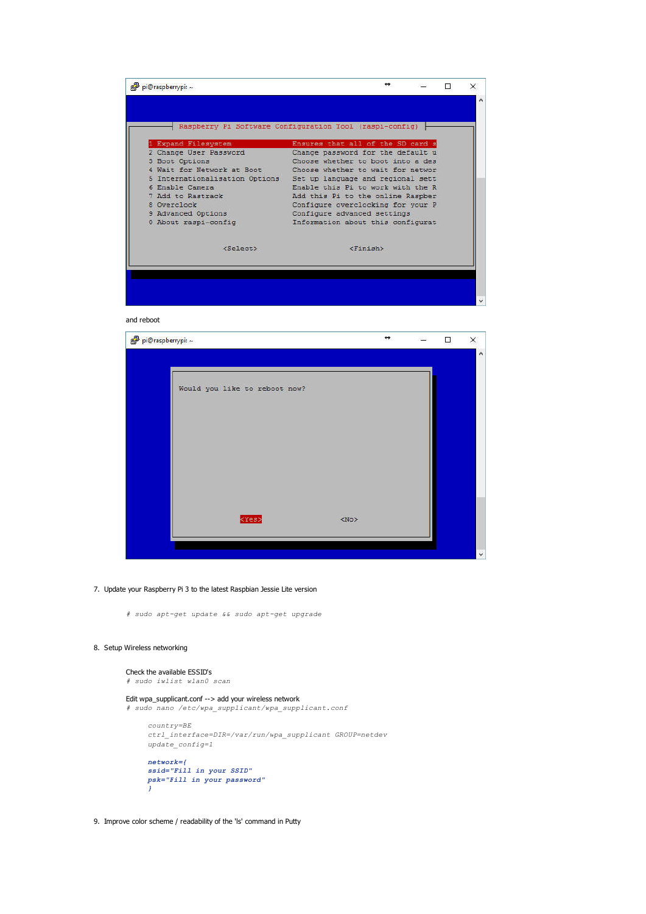and reboot

7. Update your Raspberry Pi 3 to the latest Raspbian Jessie Lite version

```
# sudo apt-get update && sudo apt-get upgrade
```

8. Setup Wireless networking

Check the available ESSID's

```
# sudo iwlist wlan0 scan
```

Edit wpa_supplicant.conf --> add your wireless network

```
# sudo nano /etc/wpa_supplicant/wpa_supplicant.conf
```

```
country=BE
ctrl_interface=DIR=/var/run/wpa_supplicant GROUP=netdev
update_config=1

network={
ssid="Fill in your SSID"
psk="Fill in your password"
}
```

9. Improve color scheme / readability of the 'ls' command in Putty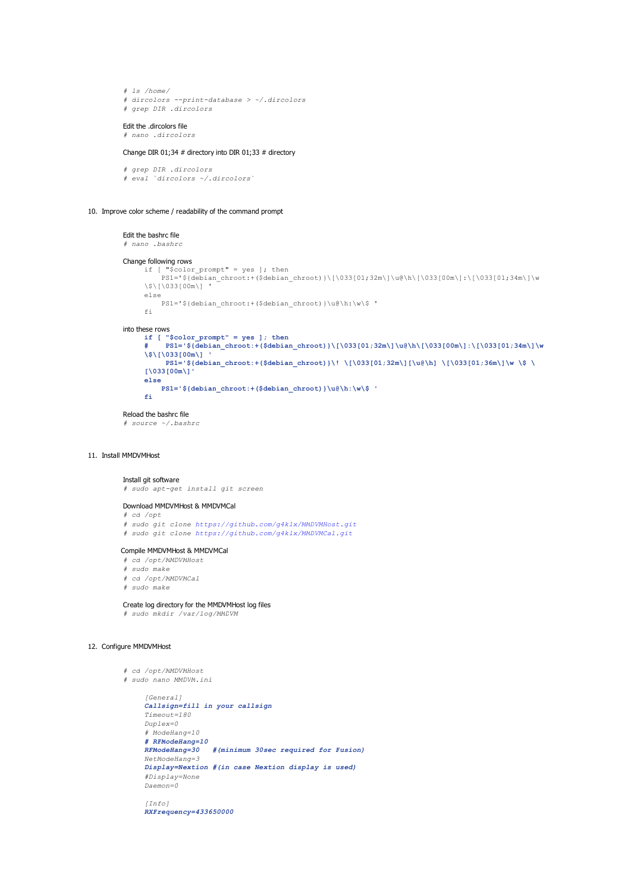```
# ls /home/
# dircolors --print-database > ~/.dircolors
# grep DIR .dircolors
```

Edit the .dircolors file

```
# nano .dircolors
```

Change DIR 01;34 # directory into DIR 01;33 # directory

```
# grep DIR .dircolors
# eval `dircolors ~/.dircolors`
```

10. Improve color scheme / readability of the command prompt

Edit the bashrc file

```
# nano .bashrc
```

Change following rows

```
if [ "$color_prompt" = yes ]; then
    PS1='${debian_chroot:+($debian_chroot)}\[\033[01;32m\]\u@\h\[\033[00m\]:\[\033[01;34m\]\w
\$\[\033[00m\] '
else
    PS1='${debian_chroot:+($debian_chroot)}\u@\h:\w\$ '
fi
```

into these rows

```
if [ "$color_prompt" = yes ]; then
#    PS1='${debian_chroot:+($debian_chroot)}\[\033[01;32m\]\u@\h\[\033[00m\]:\[\033[01;34m\]\w
\$\[\033[00m\] '
     PS1='${debian_chroot:+($debian_chroot)}\! \[\033[01;32m\][\u@\h] \[\033[01;36m\]\w \$ \
[\033[00m\]'
else
    PS1='${debian_chroot:+($debian_chroot)}\u@\h:\w\$ '
fi
```

Reload the bashrc file

```
# source ~/.bashrc
```

11. Install MMDVMHost

Install git software

```
# sudo apt-get install git screen
```

Download MMDVMHost & MMDVMCal

```
# cd /opt
# sudo git clone https://github.com/g4klx/MMDVMHost.git
# sudo git clone https://github.com/g4klx/MMDVMCal.git
```

Compile MMDVMHost & MMDVMCal

```
# cd /opt/MMDVMHost
# sudo make
# cd /opt/MMDVMCal
# sudo make
```

Create log directory for the MMDVMHost log files

```
# sudo mkdir /var/log/MMDVM
```

12. Configure MMDVMHost

```
# cd /opt/MMDVMHost
# sudo nano MMDVM.ini

    [General]
    Callsign=fill in your callsign
    Timeout=180
    Duplex=0
    # ModeHang=10
    # RFModeHang=10
    RFModeHang=30   #(minimum 30sec required for Fusion)
    NetModeHang=3
    Display=Nextion #(in case Nextion display is used)
    #Display=None
    Daemon=0

    [Info]
    RXFrequency=433650000
```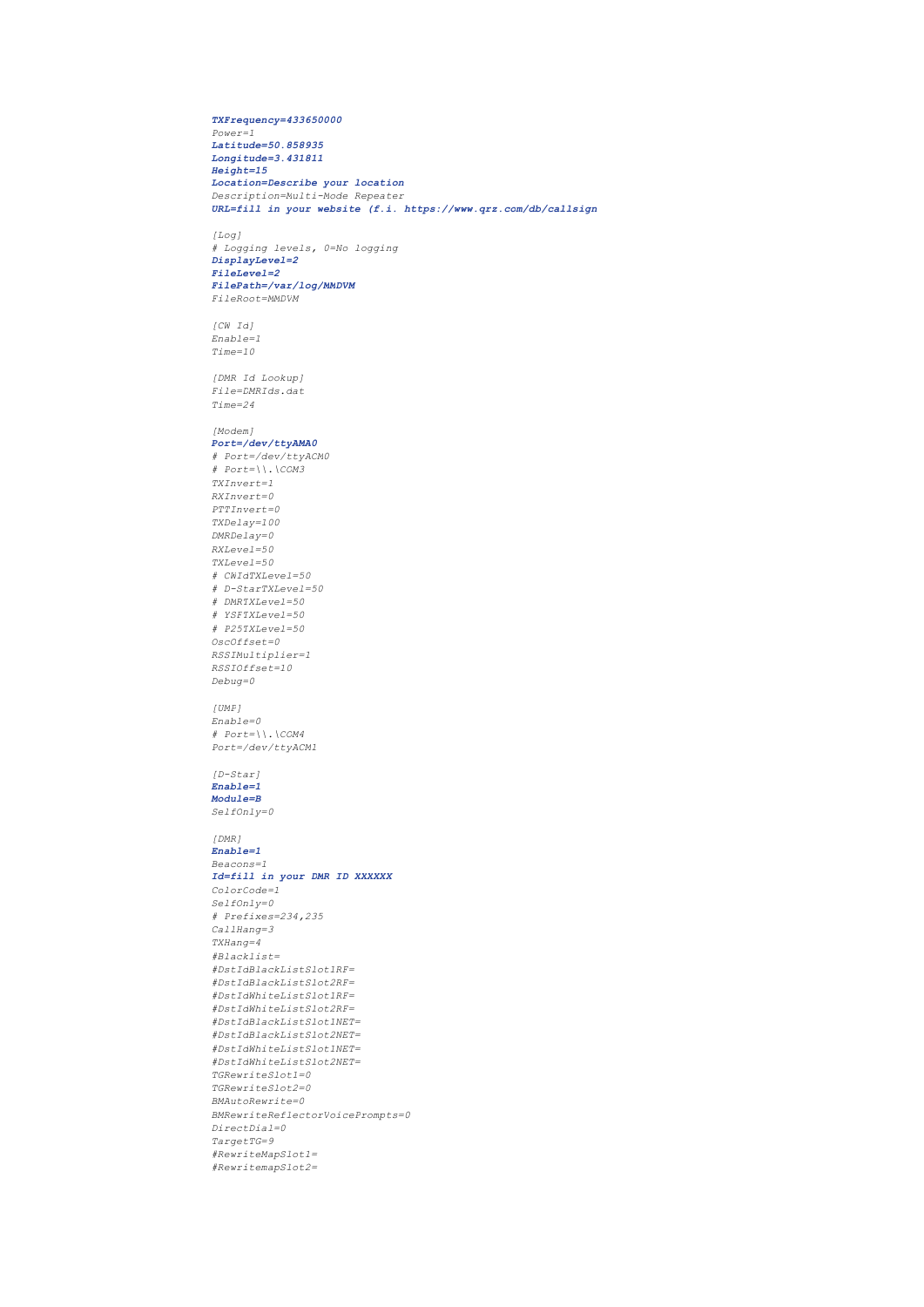```
TXFrequency=433650000
Power=1
Latitude=50.858935
Longitude=3.431811
Height=15
Location=Describe your location
Description=Multi-Mode Repeater
URL=fill in your website (f.i. https://www.qrz.com/db/callsign

[Log]
# Logging levels, 0=No logging
DisplayLevel=2
FileLevel=2
FilePath=/var/log/MMDVM
FileRoot=MMDVM

[CW Id]
Enable=1
Time=10

[DMR Id Lookup]
File=DMRIds.dat
Time=24

[Modem]
Port=/dev/ttyAMA0
# Port=/dev/ttyACM0
# Port=\\.\COM3
TXInvert=1
RXInvert=0
PTTInvert=0
TXDelay=100
DMRDelay=0
RXLevel=50
TXLevel=50
# CWIdTXLevel=50
# D-StarTXLevel=50
# DMRTXLevel=50
# YSFTXLevel=50
# P25TXLevel=50
OscOffset=0
RSSIMultiplier=1
RSSIOffset=10
Debug=0

[UMP]
Enable=0
# Port=\\.\COM4
Port=/dev/ttyACM1

[D-Star]
Enable=1
Module=B
SelfOnly=0

[DMR]
Enable=1
Beacons=1
Id=fill in your DMR ID XXXXXX
ColorCode=1
SelfOnly=0
# Prefixes=234,235
CallHang=3
TXHang=4
#Blacklist=
#DstIdBlackListSlot1RF=
#DstIdBlackListSlot2RF=
#DstIdWhiteListSlot1RF=
#DstIdWhiteListSlot2RF=
#DstIdBlackListSlot1NET=
#DstIdBlackListSlot2NET=
#DstIdWhiteListSlot1NET=
#DstIdWhiteListSlot2NET=
TGRewriteSlot1=0
TGRewriteSlot2=0
BMAutoRewrite=0
BMRewriteReflectorVoicePrompts=0
DirectDial=0
TargetTG=9
#RewriteMapSlot1=
#RewritemapSlot2=
```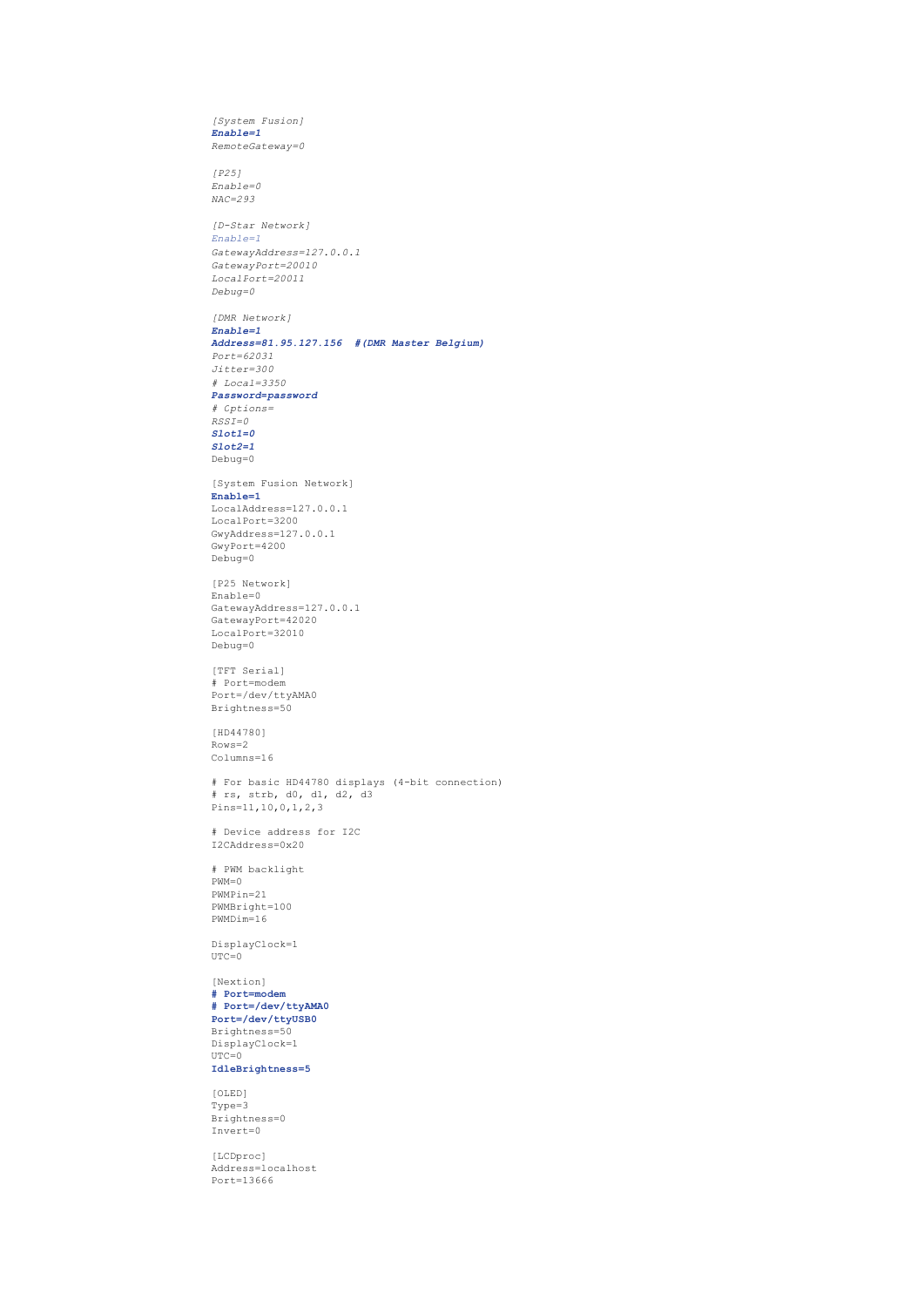```
[System Fusion]
Enable=1
RemoteGateway=0

[P25]
Enable=0
NAC=293

[D-Star Network]
Enable=1
GatewayAddress=127.0.0.1
GatewayPort=20010
LocalPort=20011
Debug=0

[DMR Network]
Enable=1
Address=81.95.127.156  #(DMR Master Belgium)
Port=62031
Jitter=300
# Local=3350
Password=password
# Options=
RSSI=0
Slot1=0
Slot2=1
Debug=0

[System Fusion Network]
Enable=1
LocalAddress=127.0.0.1
LocalPort=3200
GwyAddress=127.0.0.1
GwyPort=4200
Debug=0

[P25 Network]
Enable=0
GatewayAddress=127.0.0.1
GatewayPort=42020
LocalPort=32010
Debug=0

[TFT Serial]
# Port=modem
Port=/dev/ttyAMA0
Brightness=50

[HD44780]
Rows=2
Columns=16

# For basic HD44780 displays (4-bit connection)
# rs, strb, d0, d1, d2, d3
Pins=11,10,0,1,2,3

# Device address for I2C
I2CAddress=0x20

# PWM backlight
PWM=0
PWMPin=21
PWMBright=100
PWMDim=16

DisplayClock=1
UTC=0

[Nextion]
# Port=modem
# Port=/dev/ttyAMA0
Port=/dev/ttyUSB0
Brightness=50
DisplayClock=1
UTC=0
IdleBrightness=5

[OLED]
Type=3
Brightness=0
Invert=0

[LCDproc]
Address=localhost
Port=13666
```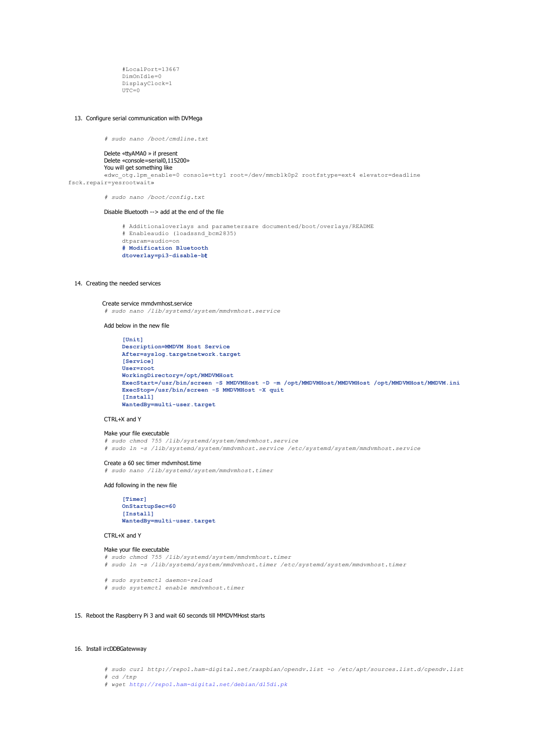```
#LocalPort=13667
DimOnIdle=0
DisplayClock=1
UTC=0
```

13. Configure serial communication with DVMega

```
# sudo nano /boot/cmdline.txt
```

Delete «ttyAMA0 » if present
Delete «console=serial0,115200»
You will get something like
«dwc_otg.lpm_enable=0 console=tty1 root=/dev/mmcblk0p2 rootfstype=ext4 elevator=deadline fsck.repair=yesrootwait»

```
# sudo nano /boot/config.txt
```

Disable Bluetooth --> add at the end of the file

```
# Additionaloverlays and parametersare documented/boot/overlays/README
# Enableaudio (loadssnd_bcm2835)
dtparam=audio=on
# Modification Bluetooth
dtoverlay=pi3-disable-bt
```

14. Creating the needed services

Create service mmdvmhost.service

```
# sudo nano /lib/systemd/system/mmdvmhost.service
```

Add below in the new file

```
[Unit]
Description=MMDVM Host Service
After=syslog.targetnetwork.target
[Service]
User=root
WorkingDirectory=/opt/MMDVMHost
ExecStart=/usr/bin/screen -S MMDVMHost -D -m /opt/MMDVMHost/MMDVMHost /opt/MMDVMHost/MMDVM.ini
ExecStop=/usr/bin/screen -S MMDVMHost -X quit
[Install]
WantedBy=multi-user.target
```

CTRL+X and Y

Make your file executable

```
# sudo chmod 755 /lib/systemd/system/mmdvmhost.service
# sudo ln -s /lib/systemd/system/mmdvmhost.service /etc/systemd/system/mmdvmhost.service
```

Create a 60 sec timer mdvmhost.time

```
# sudo nano /lib/systemd/system/mmdvmhost.timer
```

Add following in the new file

```
[Timer]
OnStartupSec=60
[Install]
WantedBy=multi-user.target
```

CTRL+X and Y

Make your file executable

```
# sudo chmod 755 /lib/systemd/system/mmdvmhost.timer
# sudo ln -s /lib/systemd/system/mmdvmhost.timer /etc/systemd/system/mmdvmhost.timer

# sudo systemctl daemon-reload
# sudo systemctl enable mmdvmhost.timer
```

15. Reboot the Raspberry Pi 3 and wait 60 seconds till MMDVMHost starts

16. Install ircDDBGatewway

```
# sudo curl http://repo1.ham-digital.net/raspbian/opendv.list -o /etc/apt/sources.list.d/opendv.list
# cd /tmp
# wget http://repo1.ham-digital.net/debian/dl5di.pk
```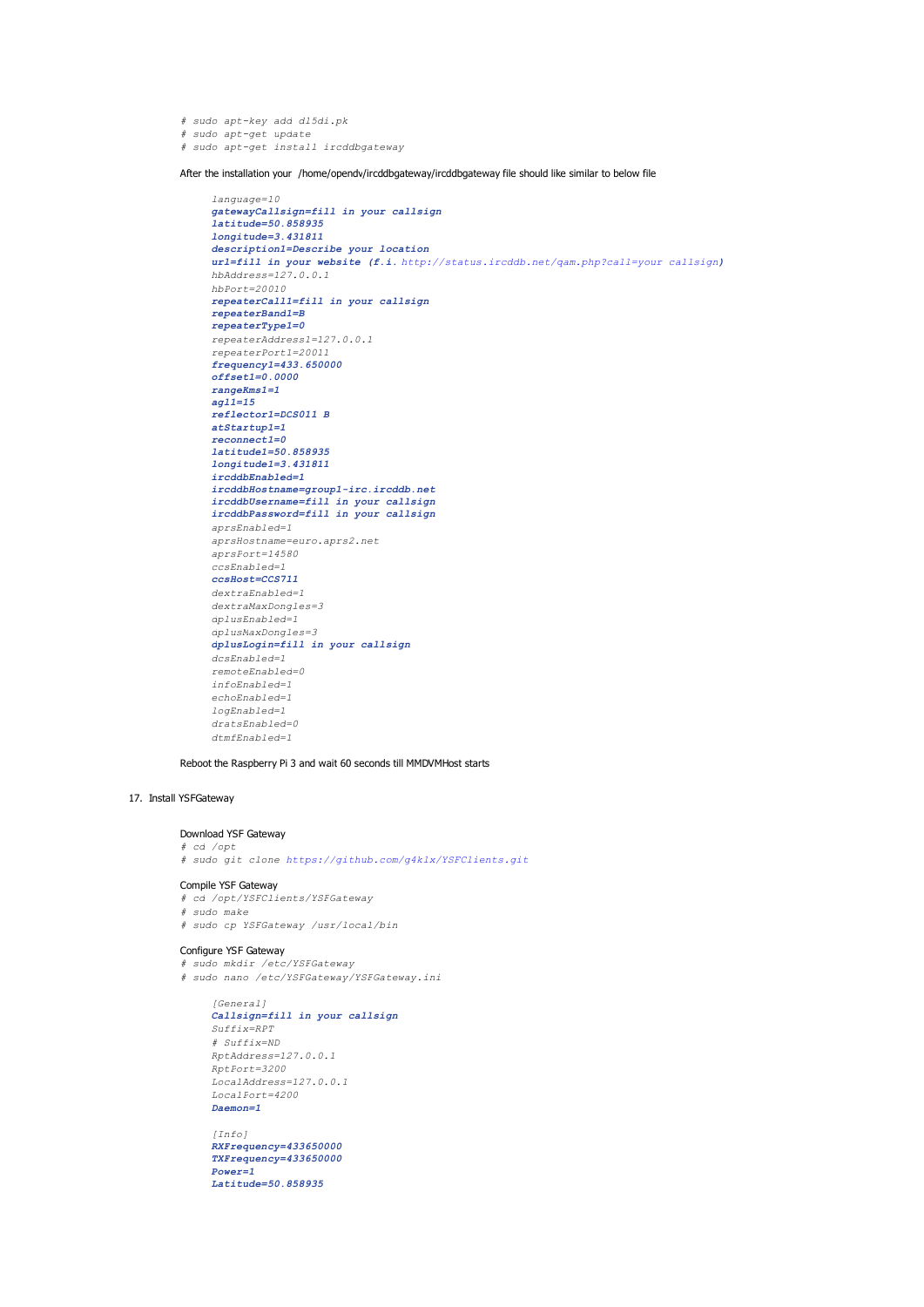```
# sudo apt-key add dl5di.pk
# sudo apt-get update
# sudo apt-get install ircddbgateway
```

After the installation your /home/opendv/ircddbgateway/ircddbgateway file should like similar to below file

```
language=10
gatewayCallsign=fill in your callsign
latitude=50.858935
longitude=3.431811
description1=Describe your location
url=fill in your website (f.i. http://status.ircddb.net/qam.php?call=your callsign)
hbAddress=127.0.0.1
hbPort=20010
repeaterCall1=fill in your callsign
repeaterBand1=B
repeaterType1=0
repeaterAddress1=127.0.0.1
repeaterPort1=20011
frequency1=433.650000
offset1=0.0000
rangeKms1=1
agl1=15
reflector1=DCS011 B
atStartup1=1
reconnect1=0
latitude1=50.858935
longitude1=3.431811
ircddbEnabled=1
ircddbHostname=group1-irc.ircddb.net
ircddbUsername=fill in your callsign
ircddbPassword=fill in your callsign
aprsEnabled=1
aprsHostname=euro.aprs2.net
aprsPort=14580
ccsEnabled=1
ccsHost=CCS711
dextraEnabled=1
dextraMaxDongles=3
dplusEnabled=1
dplusMaxDongles=3
dplusLogin=fill in your callsign
dcsEnabled=1
remoteEnabled=0
infoEnabled=1
echoEnabled=1
logEnabled=1
dratsEnabled=0
dtmfEnabled=1
```

Reboot the Raspberry Pi 3 and wait 60 seconds till MMDVMHost starts

17. Install YSFGateway

Download YSF Gateway

```
# cd /opt
# sudo git clone https://github.com/g4klx/YSFClients.git
```

Compile YSF Gateway

```
# cd /opt/YSFClients/YSFGateway
# sudo make
# sudo cp YSFGateway /usr/local/bin
```

Configure YSF Gateway

```
# sudo mkdir /etc/YSFGateway
# sudo nano /etc/YSFGateway/YSFGateway.ini
```

```
[General]
Callsign=fill in your callsign
Suffix=RPT
# Suffix=ND
RptAddress=127.0.0.1
RptPort=3200
LocalAddress=127.0.0.1
LocalPort=4200
Daemon=1

[Info]
RXFrequency=433650000
TXFrequency=433650000
Power=1
Latitude=50.858935
```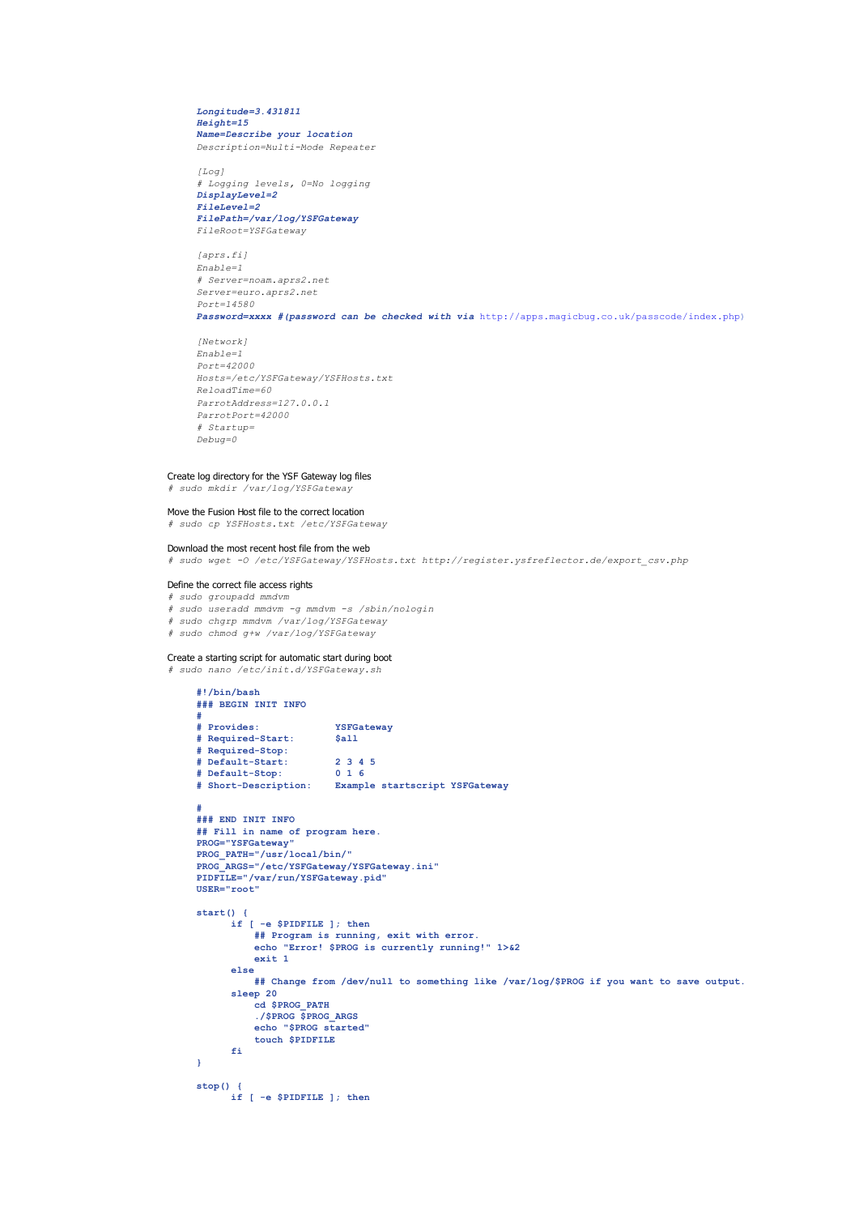```
Longitude=3.431811
Height=15
Name=Describe your location
Description=Multi-Mode Repeater

[Log]
# Logging levels, 0=No logging
DisplayLevel=2
FileLevel=2
FilePath=/var/log/YSFGateway
FileRoot=YSFGateway

[aprs.fi]
Enable=1
# Server=noam.aprs2.net
Server=euro.aprs2.net
Port=14580
Password=xxxx #(password can be checked with via http://apps.magicbug.co.uk/passcode/index.php)

[Network]
Enable=1
Port=42000
Hosts=/etc/YSFGateway/YSFHosts.txt
ReloadTime=60
ParrotAddress=127.0.0.1
ParrotPort=42000
# Startup=
Debug=0
```

Create log directory for the YSF Gateway log files

```
# sudo mkdir /var/log/YSFGateway
```

Move the Fusion Host file to the correct location

```
# sudo cp YSFHosts.txt /etc/YSFGateway
```

Download the most recent host file from the web

```
# sudo wget -O /etc/YSFGateway/YSFHosts.txt http://register.ysfreflector.de/export_csv.php
```

Define the correct file access rights

```
# sudo groupadd mmdvm
# sudo useradd mmdvm -g mmdvm -s /sbin/nologin
# sudo chgrp mmdvm /var/log/YSFGateway
# sudo chmod g+w /var/log/YSFGateway
```

Create a starting script for automatic start during boot

```
# sudo nano /etc/init.d/YSFGateway.sh
```

```
#!/bin/bash
### BEGIN INIT INFO
#
# Provides:             YSFGateway
# Required-Start:       $all
# Required-Stop:
# Default-Start:        2 3 4 5
# Default-Stop:         0 1 6
# Short-Description:    Example startscript YSFGateway

#
### END INIT INFO
## Fill in name of program here.
PROG="YSFGateway"
PROG_PATH="/usr/local/bin/"
PROG_ARGS="/etc/YSFGateway/YSFGateway.ini"
PIDFILE="/var/run/YSFGateway.pid"
USER="root"

start() {
      if [ -e $PIDFILE ]; then
          ## Program is running, exit with error.
          echo "Error! $PROG is currently running!" 1>&2
          exit 1
      else
          ## Change from /dev/null to something like /var/log/$PROG if you want to save output.
      sleep 20
          cd $PROG_PATH
          ./$PROG $PROG_ARGS
          echo "$PROG started"
          touch $PIDFILE
      fi
}

stop() {
      if [ -e $PIDFILE ]; then
```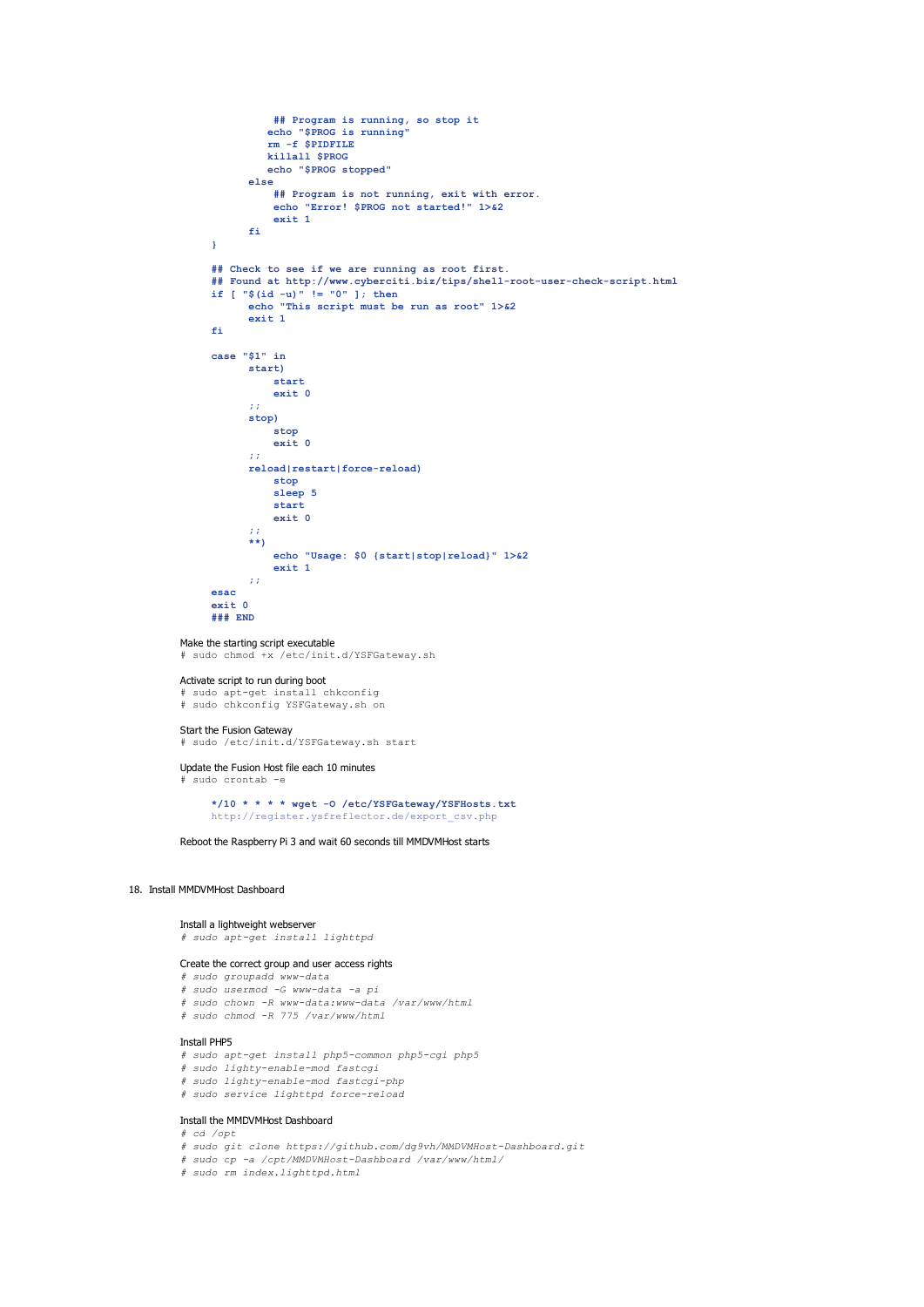```
            ## Program is running, so stop it
            echo "$PROG is running"
            rm -f $PIDFILE
            killall $PROG
            echo "$PROG stopped"
        else
            ## Program is not running, exit with error.
            echo "Error! $PROG not started!" 1>&2
            exit 1
        fi
}

## Check to see if we are running as root first.
## Found at http://www.cyberciti.biz/tips/shell-root-user-check-script.html
if [ "$(id -u)" != "0" ]; then
        echo "This script must be run as root" 1>&2
        exit 1
fi

case "$1" in
        start)
            start
            exit 0
        ;;
        stop)
            stop
            exit 0
        ;;
        reload|restart|force-reload)
            stop
            sleep 5
            start
            exit 0
        ;;
        **)
            echo "Usage: $0 {start|stop|reload}" 1>&2
            exit 1
        ;;
esac
exit 0
### END
```

Make the starting script executable
```
# sudo chmod +x /etc/init.d/YSFGateway.sh
```

Activate script to run during boot
```
# sudo apt-get install chkconfig
# sudo chkconfig YSFGateway.sh on
```

Start the Fusion Gateway
```
# sudo /etc/init.d/YSFGateway.sh start
```

Update the Fusion Host file each 10 minutes
```
# sudo crontab -e
```

```
*/10 * * * * wget -O /etc/YSFGateway/YSFHosts.txt
http://register.ysfreflector.de/export_csv.php
```

Reboot the Raspberry Pi 3 and wait 60 seconds till MMDVMHost starts

18. Install MMDVMHost Dashboard

Install a lightweight webserver
```
# sudo apt-get install lighttpd
```

Create the correct group and user access rights
```
# sudo groupadd www-data
# sudo usermod -G www-data -a pi
# sudo chown -R www-data:www-data /var/www/html
# sudo chmod -R 775 /var/www/html
```

Install PHP5
```
# sudo apt-get install php5-common php5-cgi php5
# sudo lighty-enable-mod fastcgi
# sudo lighty-enable-mod fastcgi-php
# sudo service lighttpd force-reload
```

Install the MMDVMHost Dashboard
```
# cd /opt
# sudo git clone https://github.com/dg9vh/MMDVMHost-Dashboard.git
# sudo cp -a /cpt/MMDVMHost-Dashboard /var/www/html/
# sudo rm index.lighttpd.html
```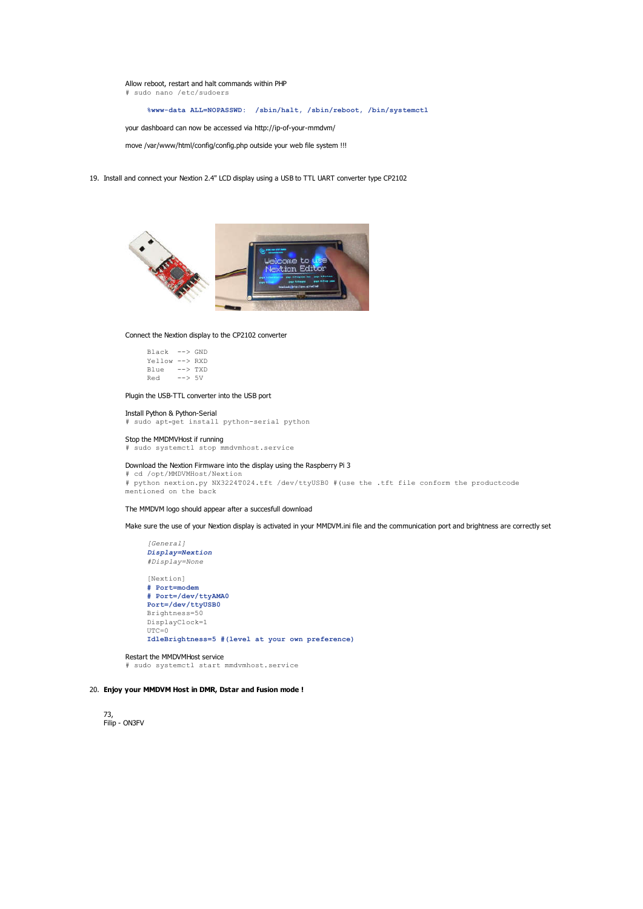Allow reboot, restart and halt commands within PHP

```
# sudo nano /etc/sudoers
```

```
%www-data ALL=NOPASSWD:  /sbin/halt, /sbin/reboot, /bin/systemctl
```

your dashboard can now be accessed via http://ip-of-your-mmdvm/

move /var/www/html/config/config.php outside your web file system !!!

19. Install and connect your Nextion 2.4" LCD display using a USB to TTL UART converter type CP2102

Connect the Nextion display to the CP2102 converter

```
Black  --> GND
Yellow --> RXD
Blue   --> TXD
Red    --> 5V
```

Plugin the USB-TTL converter into the USB port

Install Python & Python-Serial

```
# sudo apt-get install python-serial python
```

Stop the MMDMVHost if running

```
# sudo systemctl stop mmdvmhost.service
```

Download the Nextion Firmware into the display using the Raspberry Pi 3

```
# cd /opt/MMDVMHost/Nextion
# python nextion.py NX3224T024.tft /dev/ttyUSB0 #(use the .tft file conform the productcode
mentioned on the back
```

The MMDVM logo should appear after a succesfull download

Make sure the use of your Nextion display is activated in your MMDVM.ini file and the communication port and brightness are correctly set

```
[General]
Display=Nextion
#Display=None

[Nextion]
# Port=modem
# Port=/dev/ttyAMA0
Port=/dev/ttyUSB0
Brightness=50
DisplayClock=1
UTC=0
IdleBrightness=5 #(level at your own preference)
```

Restart the MMDVMHost service

```
# sudo systemctl start mmdvmhost.service
```

20. **Enjoy your MMDVM Host in DMR, Dstar and Fusion mode !**

73,
Filip - ON3FV